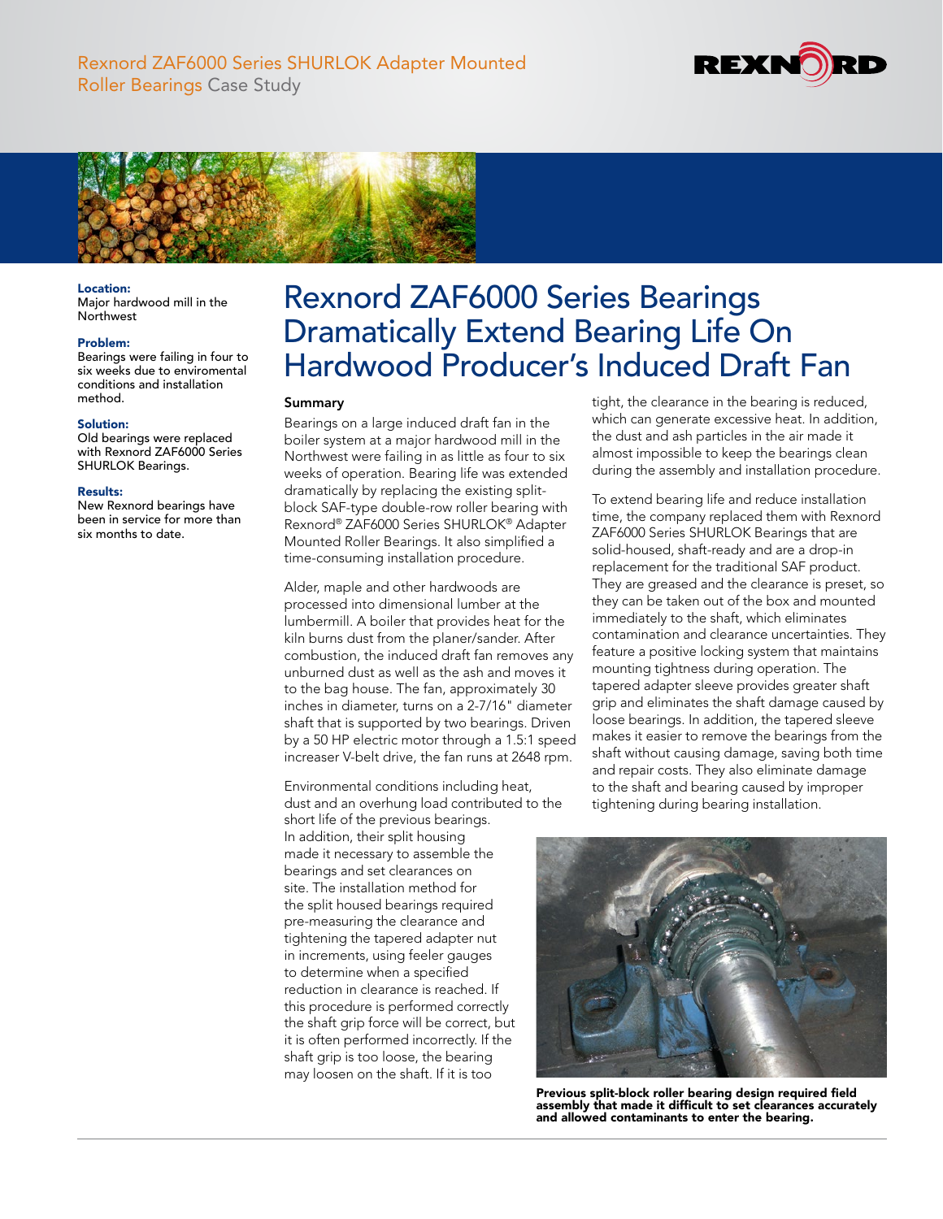Rexnord ZAF6000 Series SHURLOK Adapter Mounted Roller Bearings Case Study

**Location:**
Major hardwood mill in the Northwest

**Problem:**
Bearings were failing in four to six weeks due to enviromental conditions and installation method.

**Solution:**
Old bearings were replaced with Rexnord ZAF6000 Series SHURLOK Bearings.

**Results:**
New Rexnord bearings have been in service for more than six months to date.

# Rexnord ZAF6000 Series Bearings Dramatically Extend Bearing Life On Hardwood Producer's Induced Draft Fan

## Summary

Bearings on a large induced draft fan in the boiler system at a major hardwood mill in the Northwest were failing in as little as four to six weeks of operation. Bearing life was extended dramatically by replacing the existing split-block SAF-type double-row roller bearing with Rexnord® ZAF6000 Series SHURLOK® Adapter Mounted Roller Bearings. It also simplified a time-consuming installation procedure.

Alder, maple and other hardwoods are processed into dimensional lumber at the lumbermill. A boiler that provides heat for the kiln burns dust from the planer/sander. After combustion, the induced draft fan removes any unburned dust as well as the ash and moves it to the bag house. The fan, approximately 30 inches in diameter, turns on a 2-7/16" diameter shaft that is supported by two bearings. Driven by a 50 HP electric motor through a 1.5:1 speed increaser V-belt drive, the fan runs at 2648 rpm.

Environmental conditions including heat, dust and an overhung load contributed to the short life of the previous bearings. In addition, their split housing made it necessary to assemble the bearings and set clearances on site. The installation method for the split housed bearings required pre-measuring the clearance and tightening the tapered adapter nut in increments, using feeler gauges to determine when a specified reduction in clearance is reached. If this procedure is performed correctly the shaft grip force will be correct, but it is often performed incorrectly. If the shaft grip is too loose, the bearing may loosen on the shaft. If it is too tight, the clearance in the bearing is reduced, which can generate excessive heat. In addition, the dust and ash particles in the air made it almost impossible to keep the bearings clean during the assembly and installation procedure.

To extend bearing life and reduce installation time, the company replaced them with Rexnord ZAF6000 Series SHURLOK Bearings that are solid-housed, shaft-ready and are a drop-in replacement for the traditional SAF product. They are greased and the clearance is preset, so they can be taken out of the box and mounted immediately to the shaft, which eliminates contamination and clearance uncertainties. They feature a positive locking system that maintains mounting tightness during operation. The tapered adapter sleeve provides greater shaft grip and eliminates the shaft damage caused by loose bearings. In addition, the tapered sleeve makes it easier to remove the bearings from the shaft without causing damage, saving both time and repair costs. They also eliminate damage to the shaft and bearing caused by improper tightening during bearing installation.

**Previous split-block roller bearing design required field assembly that made it difficult to set clearances accurately and allowed contaminants to enter the bearing.**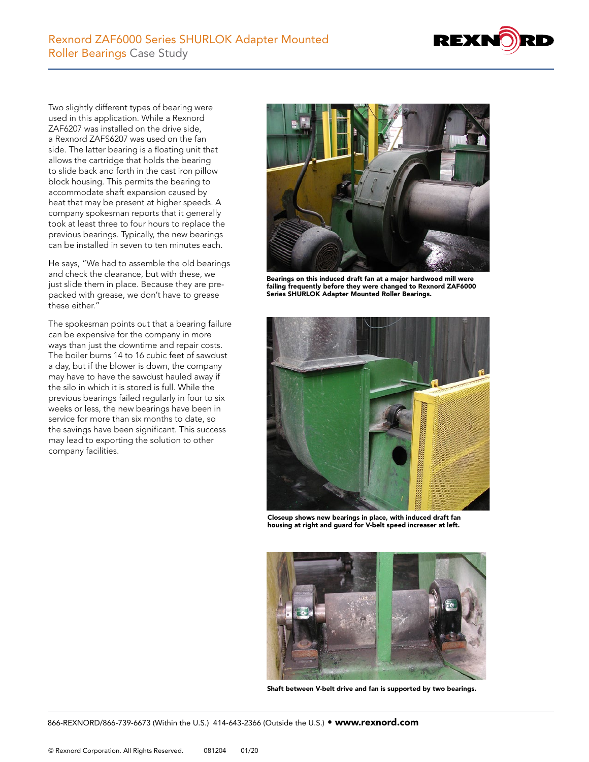Two slightly different types of bearing were used in this application. While a Rexnord ZAF6207 was installed on the drive side, a Rexnord ZAFS6207 was used on the fan side. The latter bearing is a floating unit that allows the cartridge that holds the bearing to slide back and forth in the cast iron pillow block housing. This permits the bearing to accommodate shaft expansion caused by heat that may be present at higher speeds. A company spokesman reports that it generally took at least three to four hours to replace the previous bearings. Typically, the new bearings can be installed in seven to ten minutes each.

He says, "We had to assemble the old bearings and check the clearance, but with these, we just slide them in place. Because they are pre-packed with grease, we don't have to grease these either."

The spokesman points out that a bearing failure can be expensive for the company in more ways than just the downtime and repair costs. The boiler burns 14 to 16 cubic feet of sawdust a day, but if the blower is down, the company may have to have the sawdust hauled away if the silo in which it is stored is full. While the previous bearings failed regularly in four to six weeks or less, the new bearings have been in service for more than six months to date, so the savings have been significant. This success may lead to exporting the solution to other company facilities.

**Bearings on this induced draft fan at a major hardwood mill were failing frequently before they were changed to Rexnord ZAF6000 Series SHURLOK Adapter Mounted Roller Bearings.**

**Closeup shows new bearings in place, with induced draft fan housing at right and guard for V-belt speed increaser at left.**

**Shaft between V-belt drive and fan is supported by two bearings.**

866-REXNORD/866-739-6673 (Within the U.S.) 414-643-2366 (Outside the U.S.) • **www.rexnord.com**

© Rexnord Corporation. All Rights Reserved. 081204 01/20